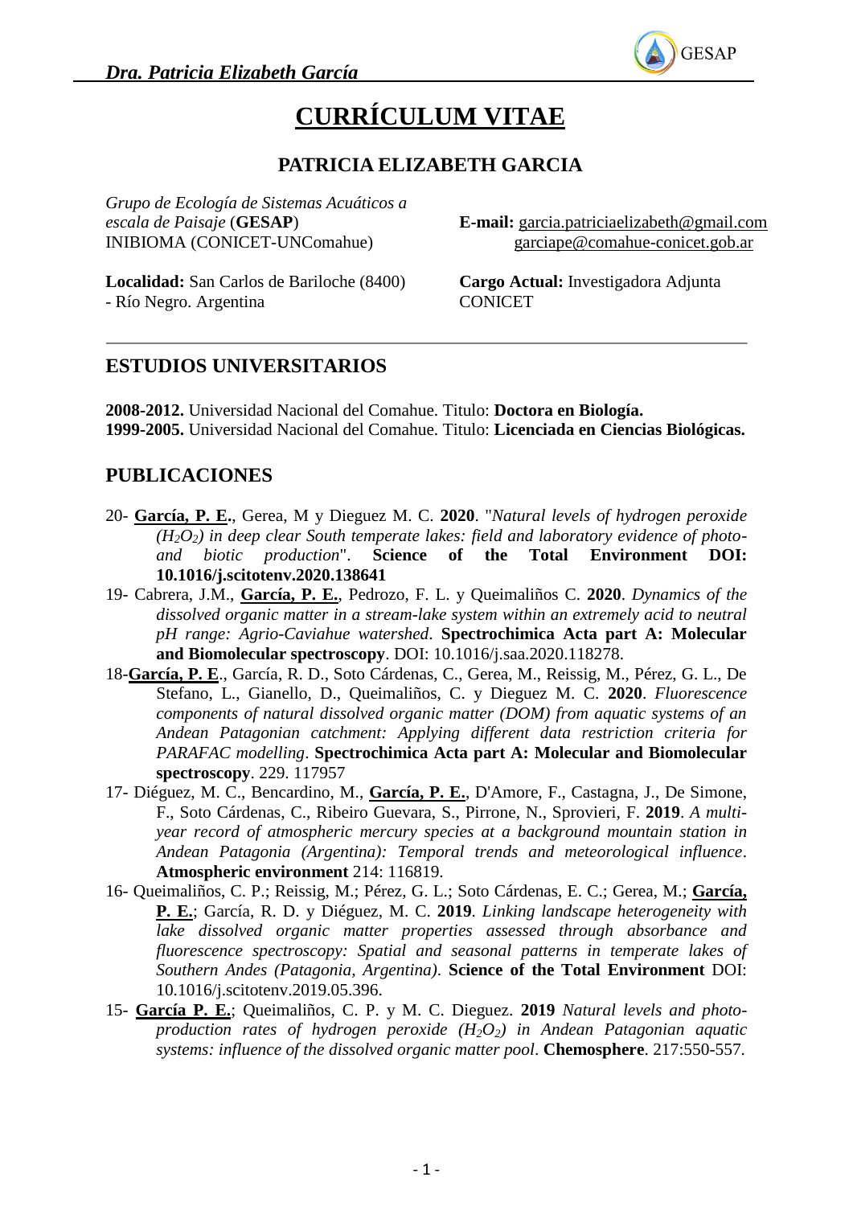# CURRÍCULUM VITAE

## PATRICIA ELIZABETH GARCIA

*Grupo de Ecología de Sistemas Acuáticos a escala de Paisaje* (**GESAP**)
INIBIOMA (CONICET-UNComahue)

**E-mail:** garcia.patriciaelizabeth@gmail.com
garciape@comahue-conicet.gob.ar

**Localidad:** San Carlos de Bariloche (8400) - Río Negro. Argentina

**Cargo Actual:** Investigadora Adjunta CONICET

## ESTUDIOS UNIVERSITARIOS

**2008-2012.** Universidad Nacional del Comahue. Titulo: **Doctora en Biología.**
**1999-2005.** Universidad Nacional del Comahue. Titulo: **Licenciada en Ciencias Biológicas.**

## PUBLICACIONES

20- **García, P. E.**, Gerea, M y Dieguez M. C. **2020**. "*Natural levels of hydrogen peroxide ($H_2O_2$) in deep clear South temperate lakes: field and laboratory evidence of photo- and biotic production*". **Science of the Total Environment DOI: 10.1016/j.scitotenv.2020.138641**

19- Cabrera, J.M., **García, P. E.**, Pedrozo, F. L. y Queimaliños C. **2020**. *Dynamics of the dissolved organic matter in a stream-lake system within an extremely acid to neutral pH range: Agrio-Caviahue watershed*. **Spectrochimica Acta part A: Molecular and Biomolecular spectroscopy**. DOI: 10.1016/j.saa.2020.118278.

18-**García, P. E**., García, R. D., Soto Cárdenas, C., Gerea, M., Reissig, M., Pérez, G. L., De Stefano, L., Gianello, D., Queimaliños, C. y Dieguez M. C. **2020**. *Fluorescence components of natural dissolved organic matter (DOM) from aquatic systems of an Andean Patagonian catchment: Applying different data restriction criteria for PARAFAC modelling*. **Spectrochimica Acta part A: Molecular and Biomolecular spectroscopy**. 229. 117957

17- Diéguez, M. C., Bencardino, M., **García, P. E.**, D'Amore, F., Castagna, J., De Simone, F., Soto Cárdenas, C., Ribeiro Guevara, S., Pirrone, N., Sprovieri, F. **2019**. *A multi-year record of atmospheric mercury species at a background mountain station in Andean Patagonia (Argentina): Temporal trends and meteorological influence*. **Atmospheric environment** 214: 116819.

16- Queimaliños, C. P.; Reissig, M.; Pérez, G. L.; Soto Cárdenas, E. C.; Gerea, M.; **García, P. E.**; García, R. D. y Diéguez, M. C. **2019**. *Linking landscape heterogeneity with lake dissolved organic matter properties assessed through absorbance and fluorescence spectroscopy: Spatial and seasonal patterns in temperate lakes of Southern Andes (Patagonia, Argentina)*. **Science of the Total Environment** DOI: 10.1016/j.scitotenv.2019.05.396.

15- **García P. E.**; Queimaliños, C. P. y M. C. Dieguez. **2019** *Natural levels and photo-production rates of hydrogen peroxide ($H_2O_2$) in Andean Patagonian aquatic systems: influence of the dissolved organic matter pool*. **Chemosphere**. 217:550-557.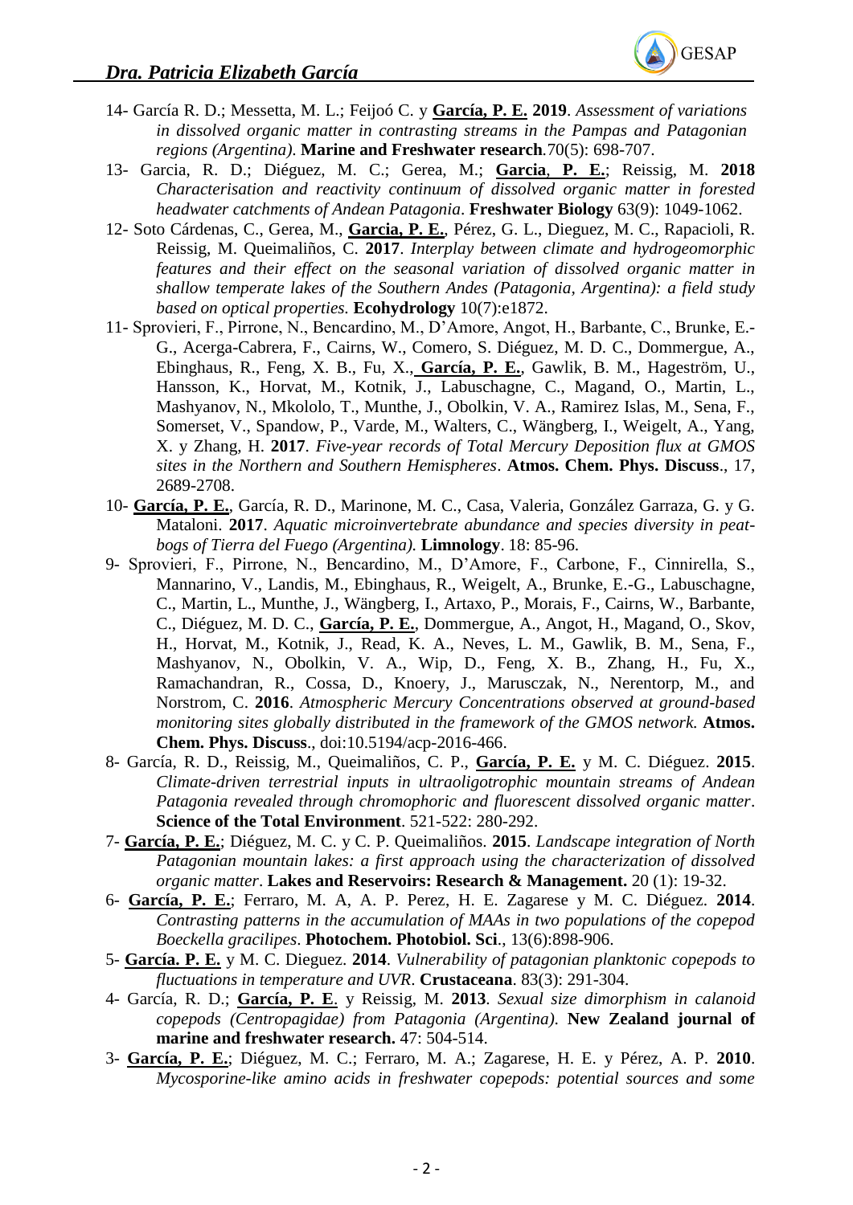14- García R. D.; Messetta, M. L.; Feijoó C. y **García, P. E. 2019**. *Assessment of variations in dissolved organic matter in contrasting streams in the Pampas and Patagonian regions (Argentina)*. **Marine and Freshwater research**.70(5): 698-707.

13- Garcia, R. D.; Diéguez, M. C.; Gerea, M.; **Garcia**, **P. E.**; Reissig, M. **2018** *Characterisation and reactivity continuum of dissolved organic matter in forested headwater catchments of Andean Patagonia*. **Freshwater Biology** 63(9): 1049-1062.

12- Soto Cárdenas, C., Gerea, M., **Garcia, P. E.**, Pérez, G. L., Dieguez, M. C., Rapacioli, R. Reissig, M. Queimaliños, C. **2017**. *Interplay between climate and hydrogeomorphic features and their effect on the seasonal variation of dissolved organic matter in shallow temperate lakes of the Southern Andes (Patagonia, Argentina): a field study based on optical properties.* **Ecohydrology** 10(7):e1872.

11- Sprovieri, F., Pirrone, N., Bencardino, M., D'Amore, Angot, H., Barbante, C., Brunke, E.-G., Acerga-Cabrera, F., Cairns, W., Comero, S. Diéguez, M. D. C., Dommergue, A., Ebinghaus, R., Feng, X. B., Fu, X., **García, P. E.**, Gawlik, B. M., Hageström, U., Hansson, K., Horvat, M., Kotnik, J., Labuschagne, C., Magand, O., Martin, L., Mashyanov, N., Mkololo, T., Munthe, J., Obolkin, V. A., Ramirez Islas, M., Sena, F., Somerset, V., Spandow, P., Varde, M., Walters, C., Wängberg, I., Weigelt, A., Yang, X. y Zhang, H. **2017**. *Five-year records of Total Mercury Deposition flux at GMOS sites in the Northern and Southern Hemispheres*. **Atmos. Chem. Phys. Discuss**., 17, 2689-2708.

10- **García, P. E.**, García, R. D., Marinone, M. C., Casa, Valeria, González Garraza, G. y G. Mataloni. **2017**. *Aquatic microinvertebrate abundance and species diversity in peat-bogs of Tierra del Fuego (Argentina).* **Limnology**. 18: 85-96.

9- Sprovieri, F., Pirrone, N., Bencardino, M., D'Amore, F., Carbone, F., Cinnirella, S., Mannarino, V., Landis, M., Ebinghaus, R., Weigelt, A., Brunke, E.-G., Labuschagne, C., Martin, L., Munthe, J., Wängberg, I., Artaxo, P., Morais, F., Cairns, W., Barbante, C., Diéguez, M. D. C., **García, P. E.**, Dommergue, A., Angot, H., Magand, O., Skov, H., Horvat, M., Kotnik, J., Read, K. A., Neves, L. M., Gawlik, B. M., Sena, F., Mashyanov, N., Obolkin, V. A., Wip, D., Feng, X. B., Zhang, H., Fu, X., Ramachandran, R., Cossa, D., Knoery, J., Marusczak, N., Nerentorp, M., and Norstrom, C. **2016**. *Atmospheric Mercury Concentrations observed at ground-based monitoring sites globally distributed in the framework of the GMOS network.* **Atmos. Chem. Phys. Discuss**., doi:10.5194/acp-2016-466.

8- García, R. D., Reissig, M., Queimaliños, C. P., **García, P. E.** y M. C. Diéguez. **2015**. *Climate-driven terrestrial inputs in ultraoligotrophic mountain streams of Andean Patagonia revealed through chromophoric and fluorescent dissolved organic matter*. **Science of the Total Environment**. 521-522: 280-292.

7- **García, P. E.**; Diéguez, M. C. y C. P. Queimaliños. **2015**. *Landscape integration of North Patagonian mountain lakes: a first approach using the characterization of dissolved organic matter*. **Lakes and Reservoirs: Research & Management.** 20 (1): 19-32.

6- **García, P. E.**; Ferraro, M. A, A. P. Perez, H. E. Zagarese y M. C. Diéguez. **2014**. *Contrasting patterns in the accumulation of MAAs in two populations of the copepod Boeckella gracilipes*. **Photochem. Photobiol. Sci**., 13(6):898-906.

5- **García. P. E.** y M. C. Dieguez. **2014**. *Vulnerability of patagonian planktonic copepods to fluctuations in temperature and UVR*. **Crustaceana**. 83(3): 291-304.

4- García, R. D.; **García, P. E**. y Reissig, M. **2013**. *Sexual size dimorphism in calanoid copepods (Centropagidae) from Patagonia (Argentina).* **New Zealand journal of marine and freshwater research.** 47: 504-514.

3- **García, P. E.**; Diéguez, M. C.; Ferraro, M. A.; Zagarese, H. E. y Pérez, A. P. **2010**. *Mycosporine-like amino acids in freshwater copepods: potential sources and some*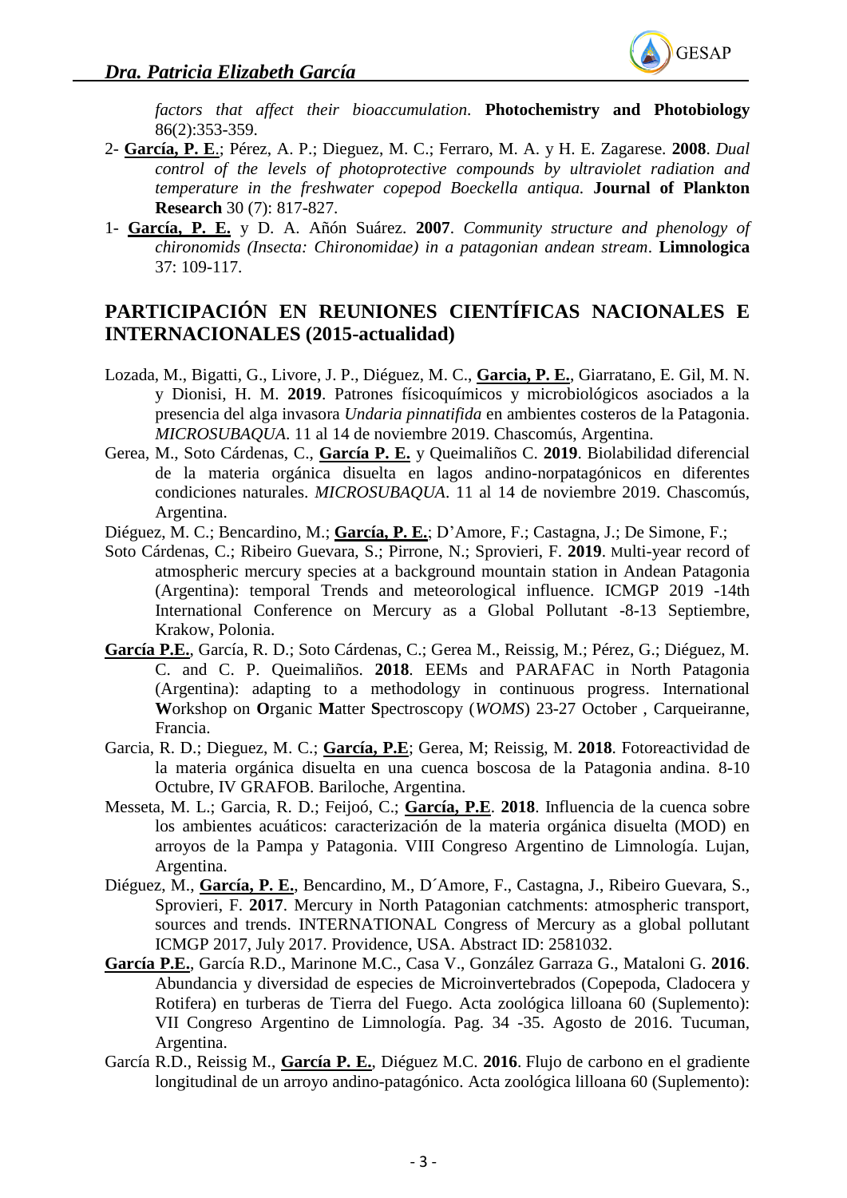*factors that affect their bioaccumulation*. **Photochemistry and Photobiology** 86(2):353-359.

2- **<u>García, P. E</u>**.; Pérez, A. P.; Dieguez, M. C.; Ferraro, M. A. y H. E. Zagarese. **2008**. *Dual control of the levels of photoprotective compounds by ultraviolet radiation and temperature in the freshwater copepod Boeckella antiqua.* **Journal of Plankton Research** 30 (7): 817-827.

1- **<u>García, P. E.</u>** y D. A. Añón Suárez. **2007**. *Community structure and phenology of chironomids (Insecta: Chironomidae) in a patagonian andean stream*. **Limnologica** 37: 109-117.

## PARTICIPACIÓN EN REUNIONES CIENTÍFICAS NACIONALES E INTERNACIONALES (2015-actualidad)

Lozada, M., Bigatti, G., Livore, J. P., Diéguez, M. C., **<u>Garcia, P. E.</u>**, Giarratano, E. Gil, M. N. y Dionisi, H. M. **2019**. Patrones físicoquímicos y microbiológicos asociados a la presencia del alga invasora *Undaria pinnatifida* en ambientes costeros de la Patagonia. *MICROSUBAQUA*. 11 al 14 de noviembre 2019. Chascomús, Argentina.

Gerea, M., Soto Cárdenas, C., **<u>García P. E.</u>** y Queimaliños C. **2019**. Biolabilidad diferencial de la materia orgánica disuelta en lagos andino-norpatagónicos en diferentes condiciones naturales. *MICROSUBAQUA*. 11 al 14 de noviembre 2019. Chascomús, Argentina.

Diéguez, M. C.; Bencardino, M.; **<u>García, P. E.</u>**; D'Amore, F.; Castagna, J.; De Simone, F.; Soto Cárdenas, C.; Ribeiro Guevara, S.; Pirrone, N.; Sprovieri, F. **2019**. Multi-year record of atmospheric mercury species at a background mountain station in Andean Patagonia (Argentina): temporal Trends and meteorological influence. ICMGP 2019 -14th International Conference on Mercury as a Global Pollutant -8-13 Septiembre, Krakow, Polonia.

**<u>García P.E.</u>**, García, R. D.; Soto Cárdenas, C.; Gerea M., Reissig, M.; Pérez, G.; Diéguez, M. C. and C. P. Queimaliños. **2018**. EEMs and PARAFAC in North Patagonia (Argentina): adapting to a methodology in continuous progress. International **W**orkshop on **O**rganic **M**atter **S**pectroscopy (*WOMS*) 23-27 October , Carqueiranne, Francia.

Garcia, R. D.; Dieguez, M. C.; **<u>García, P.E</u>**; Gerea, M; Reissig, M. **2018**. Fotoreactividad de la materia orgánica disuelta en una cuenca boscosa de la Patagonia andina. 8-10 Octubre, IV GRAFOB. Bariloche, Argentina.

Messeta, M. L.; Garcia, R. D.; Feijoó, C.; **<u>García, P.E</u>**. **2018**. Influencia de la cuenca sobre los ambientes acuáticos: caracterización de la materia orgánica disuelta (MOD) en arroyos de la Pampa y Patagonia. VIII Congreso Argentino de Limnología. Lujan, Argentina.

Diéguez, M., **<u>García, P. E.</u>**, Bencardino, M., D´Amore, F., Castagna, J., Ribeiro Guevara, S., Sprovieri, F. **2017**. Mercury in North Patagonian catchments: atmospheric transport, sources and trends. INTERNATIONAL Congress of Mercury as a global pollutant ICMGP 2017, July 2017. Providence, USA. Abstract ID: 2581032.

**<u>García P.E.</u>**, García R.D., Marinone M.C., Casa V., González Garraza G., Mataloni G. **2016**. Abundancia y diversidad de especies de Microinvertebrados (Copepoda, Cladocera y Rotifera) en turberas de Tierra del Fuego. Acta zoológica lilloana 60 (Suplemento): VII Congreso Argentino de Limnología. Pag. 34 -35. Agosto de 2016. Tucuman, Argentina.

García R.D., Reissig M., **<u>García P. E.</u>**, Diéguez M.C. **2016**. Flujo de carbono en el gradiente longitudinal de un arroyo andino-patagónico. Acta zoológica lilloana 60 (Suplemento):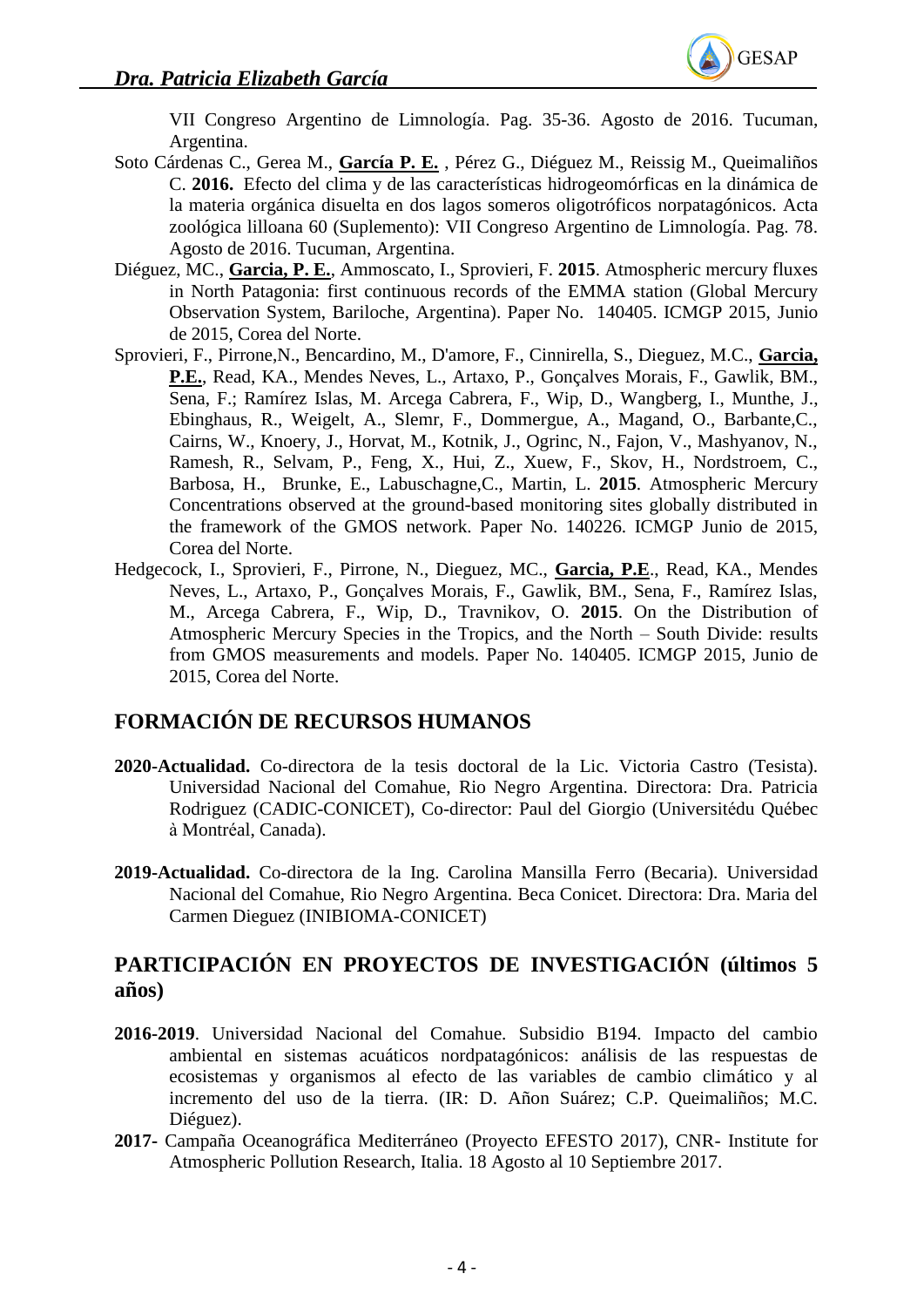VII Congreso Argentino de Limnología. Pag. 35-36. Agosto de 2016. Tucuman, Argentina.

Soto Cárdenas C., Gerea M., **García P. E.** , Pérez G., Diéguez M., Reissig M., Queimaliños C. **2016.** Efecto del clima y de las características hidrogeomórficas en la dinámica de la materia orgánica disuelta en dos lagos someros oligotróficos norpatagónicos. Acta zoológica lilloana 60 (Suplemento): VII Congreso Argentino de Limnología. Pag. 78. Agosto de 2016. Tucuman, Argentina.

Diéguez, MC., **Garcia, P. E.**, Ammoscato, I., Sprovieri, F. **2015**. Atmospheric mercury fluxes in North Patagonia: first continuous records of the EMMA station (Global Mercury Observation System, Bariloche, Argentina). Paper No. 140405. ICMGP 2015, Junio de 2015, Corea del Norte.

Sprovieri, F., Pirrone,N., Bencardino, M., D'amore, F., Cinnirella, S., Dieguez, M.C., **Garcia, P.E.**, Read, KA., Mendes Neves, L., Artaxo, P., Gonçalves Morais, F., Gawlik, BM., Sena, F.; Ramírez Islas, M. Arcega Cabrera, F., Wip, D., Wangberg, I., Munthe, J., Ebinghaus, R., Weigelt, A., Slemr, F., Dommergue, A., Magand, O., Barbante,C., Cairns, W., Knoery, J., Horvat, M., Kotnik, J., Ogrinc, N., Fajon, V., Mashyanov, N., Ramesh, R., Selvam, P., Feng, X., Hui, Z., Xuew, F., Skov, H., Nordstroem, C., Barbosa, H., Brunke, E., Labuschagne,C., Martin, L. **2015**. Atmospheric Mercury Concentrations observed at the ground-based monitoring sites globally distributed in the framework of the GMOS network. Paper No. 140226. ICMGP Junio de 2015, Corea del Norte.

Hedgecock, I., Sprovieri, F., Pirrone, N., Dieguez, MC., **Garcia, P.E**., Read, KA., Mendes Neves, L., Artaxo, P., Gonçalves Morais, F., Gawlik, BM., Sena, F., Ramírez Islas, M., Arcega Cabrera, F., Wip, D., Travnikov, O. **2015**. On the Distribution of Atmospheric Mercury Species in the Tropics, and the North – South Divide: results from GMOS measurements and models. Paper No. 140405. ICMGP 2015, Junio de 2015, Corea del Norte.

## FORMACIÓN DE RECURSOS HUMANOS

**2020-Actualidad.** Co-directora de la tesis doctoral de la Lic. Victoria Castro (Tesista). Universidad Nacional del Comahue, Rio Negro Argentina. Directora: Dra. Patricia Rodriguez (CADIC-CONICET), Co-director: Paul del Giorgio (Universitédu Québec à Montréal, Canada).

**2019-Actualidad.** Co-directora de la Ing. Carolina Mansilla Ferro (Becaria). Universidad Nacional del Comahue, Rio Negro Argentina. Beca Conicet. Directora: Dra. Maria del Carmen Dieguez (INIBIOMA-CONICET)

## PARTICIPACIÓN EN PROYECTOS DE INVESTIGACIÓN (últimos 5 años)

**2016-2019**. Universidad Nacional del Comahue. Subsidio B194. Impacto del cambio ambiental en sistemas acuáticos nordpatagónicos: análisis de las respuestas de ecosistemas y organismos al efecto de las variables de cambio climático y al incremento del uso de la tierra. (IR: D. Añon Suárez; C.P. Queimaliños; M.C. Diéguez).

**2017**- Campaña Oceanográfica Mediterráneo (Proyecto EFESTO 2017), CNR- Institute for Atmospheric Pollution Research, Italia. 18 Agosto al 10 Septiembre 2017.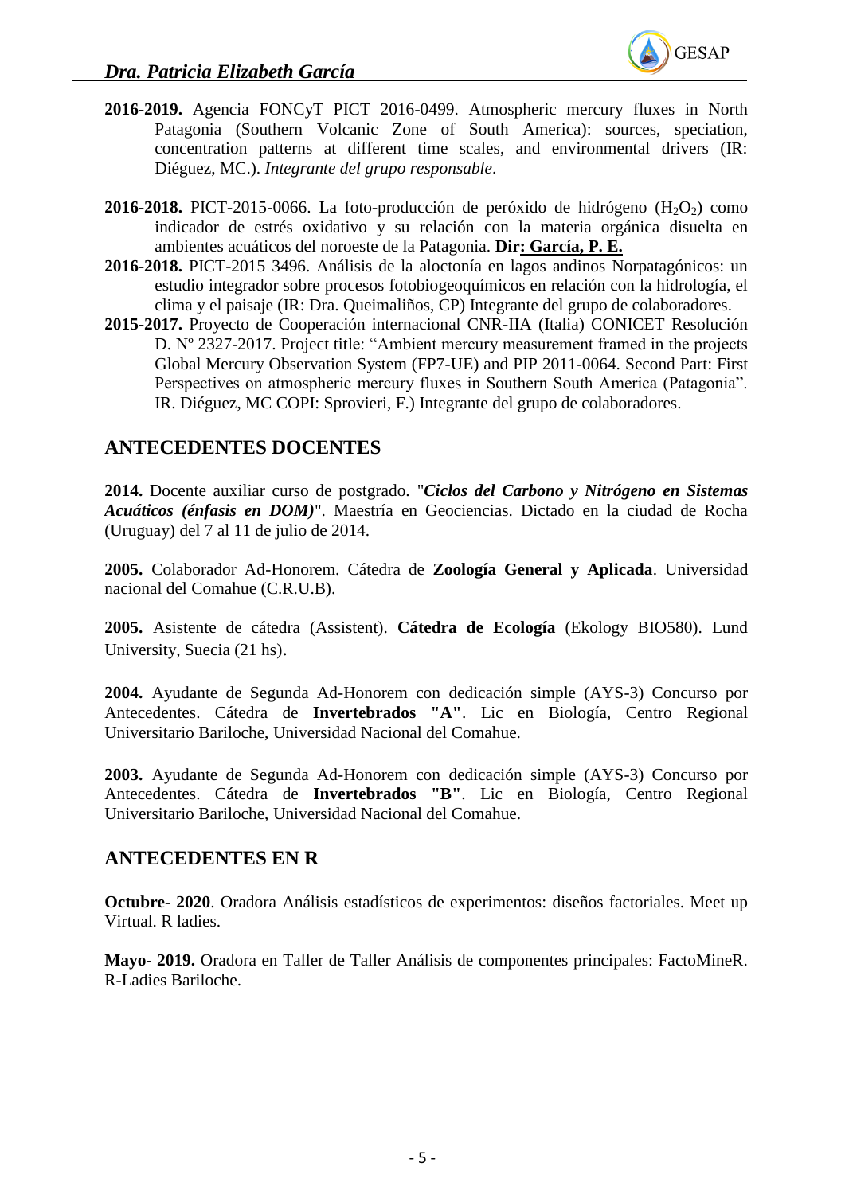**2016-2019.** Agencia FONCyT PICT 2016-0499. Atmospheric mercury fluxes in North Patagonia (Southern Volcanic Zone of South America): sources, speciation, concentration patterns at different time scales, and environmental drivers (IR: Diéguez, MC.). *Integrante del grupo responsable*.

**2016-2018.** PICT-2015-0066. La foto-producción de peróxido de hidrógeno ($H_2O_2$) como indicador de estrés oxidativo y su relación con la materia orgánica disuelta en ambientes acuáticos del noroeste de la Patagonia. **Dir: García, P. E.**

**2016-2018.** PICT-2015 3496. Análisis de la aloctonía en lagos andinos Norpatagónicos: un estudio integrador sobre procesos fotobiogeoquímicos en relación con la hidrología, el clima y el paisaje (IR: Dra. Queimaliños, CP) Integrante del grupo de colaboradores.

**2015-2017.** Proyecto de Cooperación internacional CNR-IIA (Italia) CONICET Resolución D. Nº 2327-2017. Project title: "Ambient mercury measurement framed in the projects Global Mercury Observation System (FP7-UE) and PIP 2011-0064. Second Part: First Perspectives on atmospheric mercury fluxes in Southern South America (Patagonia". IR. Diéguez, MC COPI: Sprovieri, F.) Integrante del grupo de colaboradores.

## ANTECEDENTES DOCENTES

**2014.** Docente auxiliar curso de postgrado. "***Ciclos del Carbono y Nitrógeno en Sistemas Acuáticos (énfasis en DOM)***". Maestría en Geociencias. Dictado en la ciudad de Rocha (Uruguay) del 7 al 11 de julio de 2014.

**2005.** Colaborador Ad-Honorem. Cátedra de **Zoología General y Aplicada**. Universidad nacional del Comahue (C.R.U.B).

**2005.** Asistente de cátedra (Assistent). **Cátedra de Ecología** (Ekology BIO580). Lund University, Suecia (21 hs).

**2004.** Ayudante de Segunda Ad-Honorem con dedicación simple (AYS-3) Concurso por Antecedentes. Cátedra de **Invertebrados "A"**. Lic en Biología, Centro Regional Universitario Bariloche, Universidad Nacional del Comahue.

**2003.** Ayudante de Segunda Ad-Honorem con dedicación simple (AYS-3) Concurso por Antecedentes. Cátedra de **Invertebrados "B"**. Lic en Biología, Centro Regional Universitario Bariloche, Universidad Nacional del Comahue.

## ANTECEDENTES EN R

**Octubre- 2020**. Oradora Análisis estadísticos de experimentos: diseños factoriales. Meet up Virtual. R ladies.

**Mayo- 2019.** Oradora en Taller de Taller Análisis de componentes principales: FactoMineR. R-Ladies Bariloche.